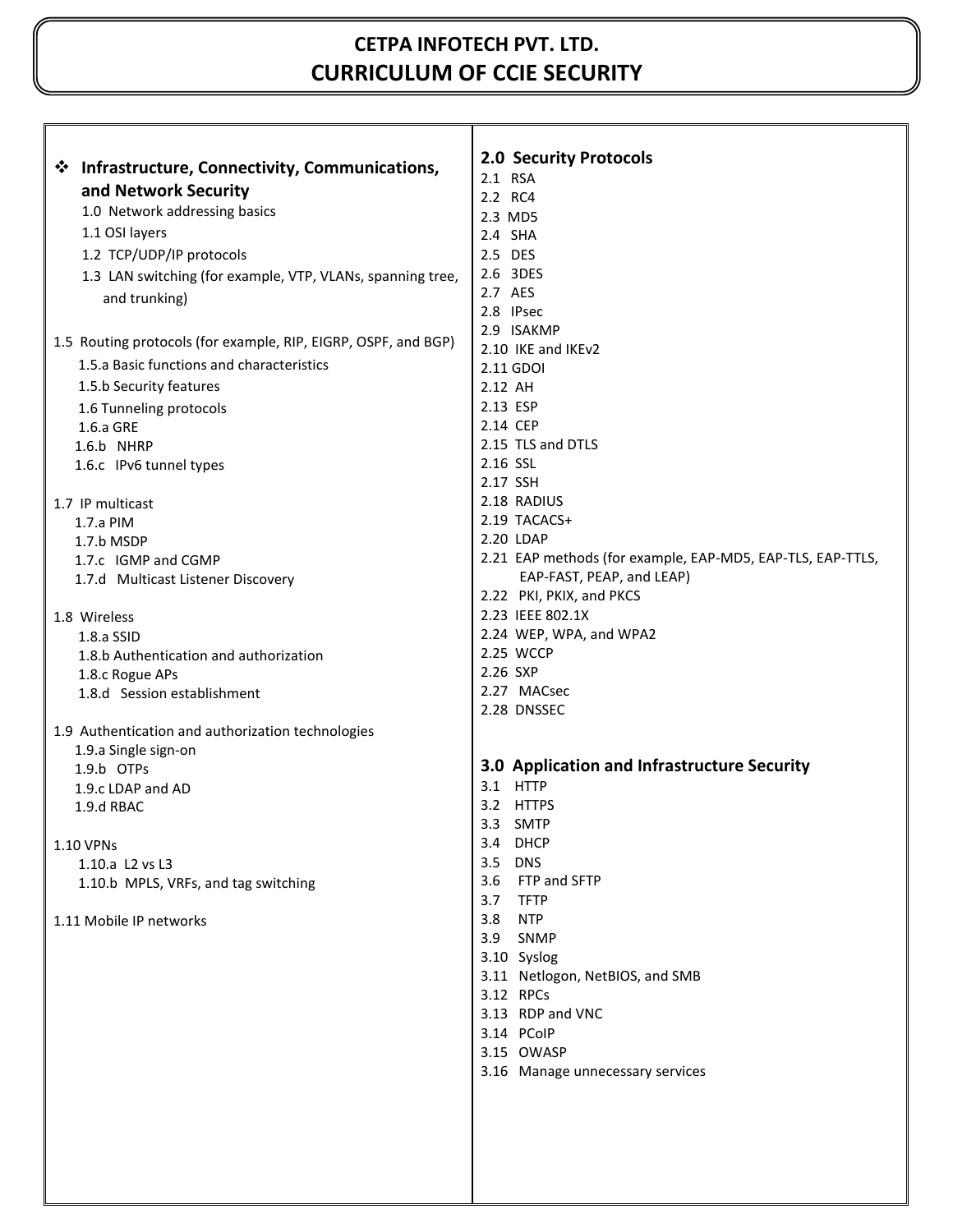# CETPA INFOTECH PVT. LTD.
# CURRICULUM OF CCIE SECURITY

## ❖ Infrastructure, Connectivity, Communications, and Network Security

1.0 Network addressing basics

1.1 OSI layers

1.2 TCP/UDP/IP protocols

1.3 LAN switching (for example, VTP, VLANs, spanning tree, and trunking)

1.5 Routing protocols (for example, RIP, EIGRP, OSPF, and BGP)

- 1.5.a Basic functions and characteristics
- 1.5.b Security features

1.6 Tunneling protocols

- 1.6.a GRE
- 1.6.b NHRP
- 1.6.c IPv6 tunnel types

1.7 IP multicast

- 1.7.a PIM
- 1.7.b MSDP
- 1.7.c IGMP and CGMP
- 1.7.d Multicast Listener Discovery

1.8 Wireless

- 1.8.a SSID
- 1.8.b Authentication and authorization
- 1.8.c Rogue APs
- 1.8.d Session establishment

1.9 Authentication and authorization technologies

- 1.9.a Single sign-on
- 1.9.b OTPs
- 1.9.c LDAP and AD
- 1.9.d RBAC

1.10 VPNs

- 1.10.a L2 vs L3
- 1.10.b MPLS, VRFs, and tag switching

1.11 Mobile IP networks

## 2.0 Security Protocols

2.1 RSA
2.2 RC4
2.3 MD5
2.4 SHA
2.5 DES
2.6 3DES
2.7 AES
2.8 IPsec
2.9 ISAKMP
2.10 IKE and IKEv2
2.11 GDOI
2.12 AH
2.13 ESP
2.14 CEP
2.15 TLS and DTLS
2.16 SSL
2.17 SSH
2.18 RADIUS
2.19 TACACS+
2.20 LDAP
2.21 EAP methods (for example, EAP-MD5, EAP-TLS, EAP-TTLS, EAP-FAST, PEAP, and LEAP)
2.22 PKI, PKIX, and PKCS
2.23 IEEE 802.1X
2.24 WEP, WPA, and WPA2
2.25 WCCP
2.26 SXP
2.27 MACsec
2.28 DNSSEC

## 3.0 Application and Infrastructure Security

3.1 HTTP
3.2 HTTPS
3.3 SMTP
3.4 DHCP
3.5 DNS
3.6 FTP and SFTP
3.7 TFTP
3.8 NTP
3.9 SNMP
3.10 Syslog
3.11 Netlogon, NetBIOS, and SMB
3.12 RPCs
3.13 RDP and VNC
3.14 PCoIP
3.15 OWASP
3.16 Manage unnecessary services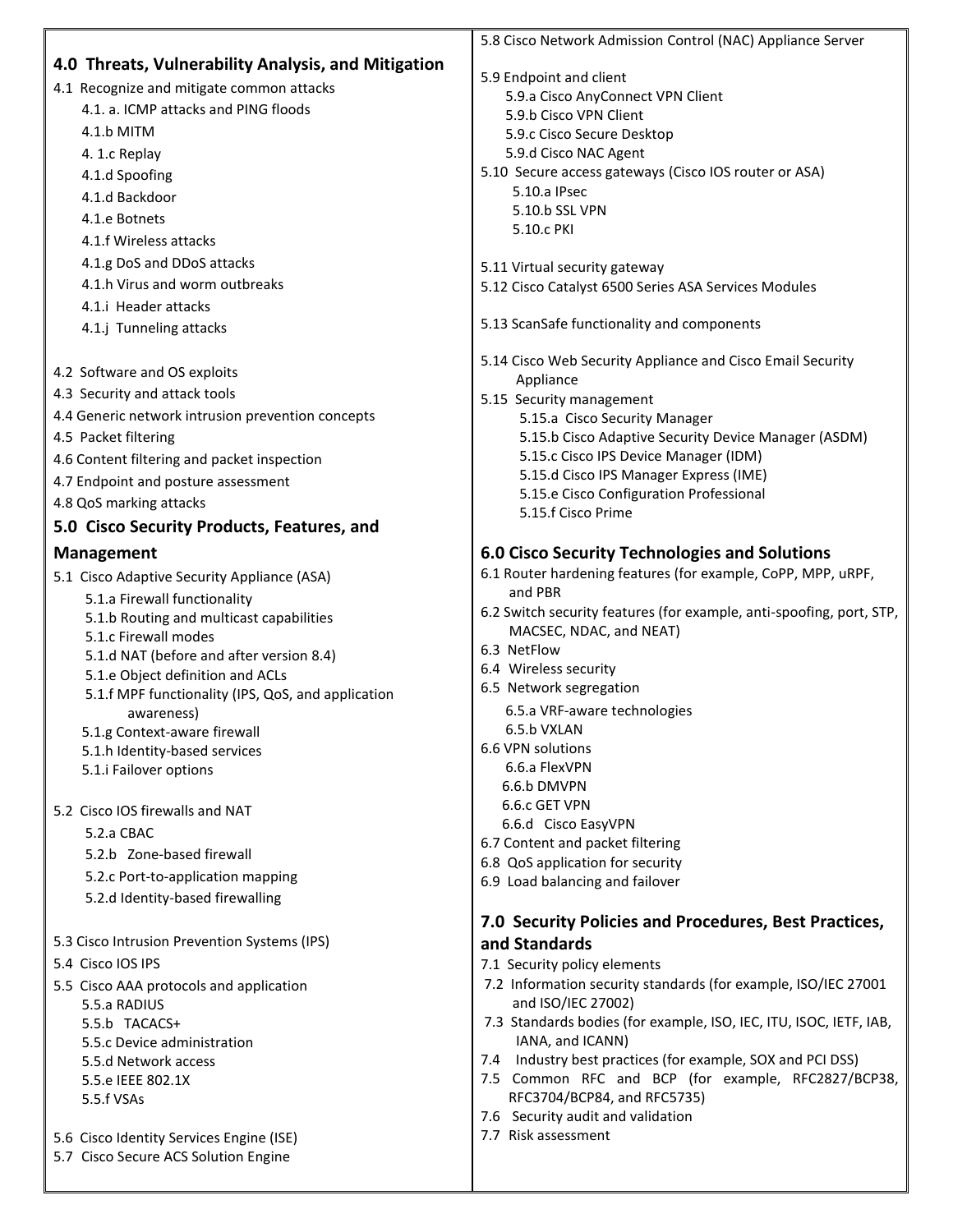## 4.0 Threats, Vulnerability Analysis, and Mitigation

4.1 Recognize and mitigate common attacks

- 4.1. a. ICMP attacks and PING floods
- 4.1.b MITM
- 4. 1.c Replay
- 4.1.d Spoofing
- 4.1.d Backdoor
- 4.1.e Botnets
- 4.1.f Wireless attacks
- 4.1.g DoS and DDoS attacks
- 4.1.h Virus and worm outbreaks
- 4.1.i Header attacks
- 4.1.j Tunneling attacks

4.2 Software and OS exploits

4.3 Security and attack tools

4.4 Generic network intrusion prevention concepts

4.5 Packet filtering

4.6 Content filtering and packet inspection

4.7 Endpoint and posture assessment

4.8 QoS marking attacks

## 5.0 Cisco Security Products, Features, and Management

5.1 Cisco Adaptive Security Appliance (ASA)

- 5.1.a Firewall functionality
- 5.1.b Routing and multicast capabilities
- 5.1.c Firewall modes
- 5.1.d NAT (before and after version 8.4)
- 5.1.e Object definition and ACLs
- 5.1.f MPF functionality (IPS, QoS, and application awareness)
- 5.1.g Context-aware firewall
- 5.1.h Identity-based services
- 5.1.i Failover options

5.2 Cisco IOS firewalls and NAT

- 5.2.a CBAC
- 5.2.b Zone-based firewall
- 5.2.c Port-to-application mapping
- 5.2.d Identity-based firewalling

5.3 Cisco Intrusion Prevention Systems (IPS)

5.4 Cisco IOS IPS

5.5 Cisco AAA protocols and application

- 5.5.a RADIUS
- 5.5.b TACACS+
- 5.5.c Device administration
- 5.5.d Network access
- 5.5.e IEEE 802.1X
- 5.5.f VSAs

5.6 Cisco Identity Services Engine (ISE)

5.7 Cisco Secure ACS Solution Engine

5.8 Cisco Network Admission Control (NAC) Appliance Server

5.9 Endpoint and client

- 5.9.a Cisco AnyConnect VPN Client
- 5.9.b Cisco VPN Client
- 5.9.c Cisco Secure Desktop
- 5.9.d Cisco NAC Agent

5.10 Secure access gateways (Cisco IOS router or ASA)

- 5.10.a IPsec
- 5.10.b SSL VPN
- 5.10.c PKI

5.11 Virtual security gateway

5.12 Cisco Catalyst 6500 Series ASA Services Modules

5.13 ScanSafe functionality and components

5.14 Cisco Web Security Appliance and Cisco Email Security Appliance

5.15 Security management

- 5.15.a Cisco Security Manager
- 5.15.b Cisco Adaptive Security Device Manager (ASDM)
- 5.15.c Cisco IPS Device Manager (IDM)
- 5.15.d Cisco IPS Manager Express (IME)
- 5.15.e Cisco Configuration Professional
- 5.15.f Cisco Prime

## 6.0 Cisco Security Technologies and Solutions

6.1 Router hardening features (for example, CoPP, MPP, uRPF, and PBR)

6.2 Switch security features (for example, anti-spoofing, port, STP, MACSEC, NDAC, and NEAT)

6.3 NetFlow

6.4 Wireless security

6.5 Network segregation

- 6.5.a VRF-aware technologies
- 6.5.b VXLAN

6.6 VPN solutions

- 6.6.a FlexVPN
- 6.6.b DMVPN
- 6.6.c GET VPN
- 6.6.d Cisco EasyVPN

6.7 Content and packet filtering

6.8 QoS application for security

6.9 Load balancing and failover

## 7.0 Security Policies and Procedures, Best Practices, and Standards

7.1 Security policy elements

7.2 Information security standards (for example, ISO/IEC 27001 and ISO/IEC 27002)

7.3 Standards bodies (for example, ISO, IEC, ITU, ISOC, IETF, IAB, IANA, and ICANN)

7.4 Industry best practices (for example, SOX and PCI DSS)

7.5 Common RFC and BCP (for example, RFC2827/BCP38, RFC3704/BCP84, and RFC5735)

7.6 Security audit and validation

7.7 Risk assessment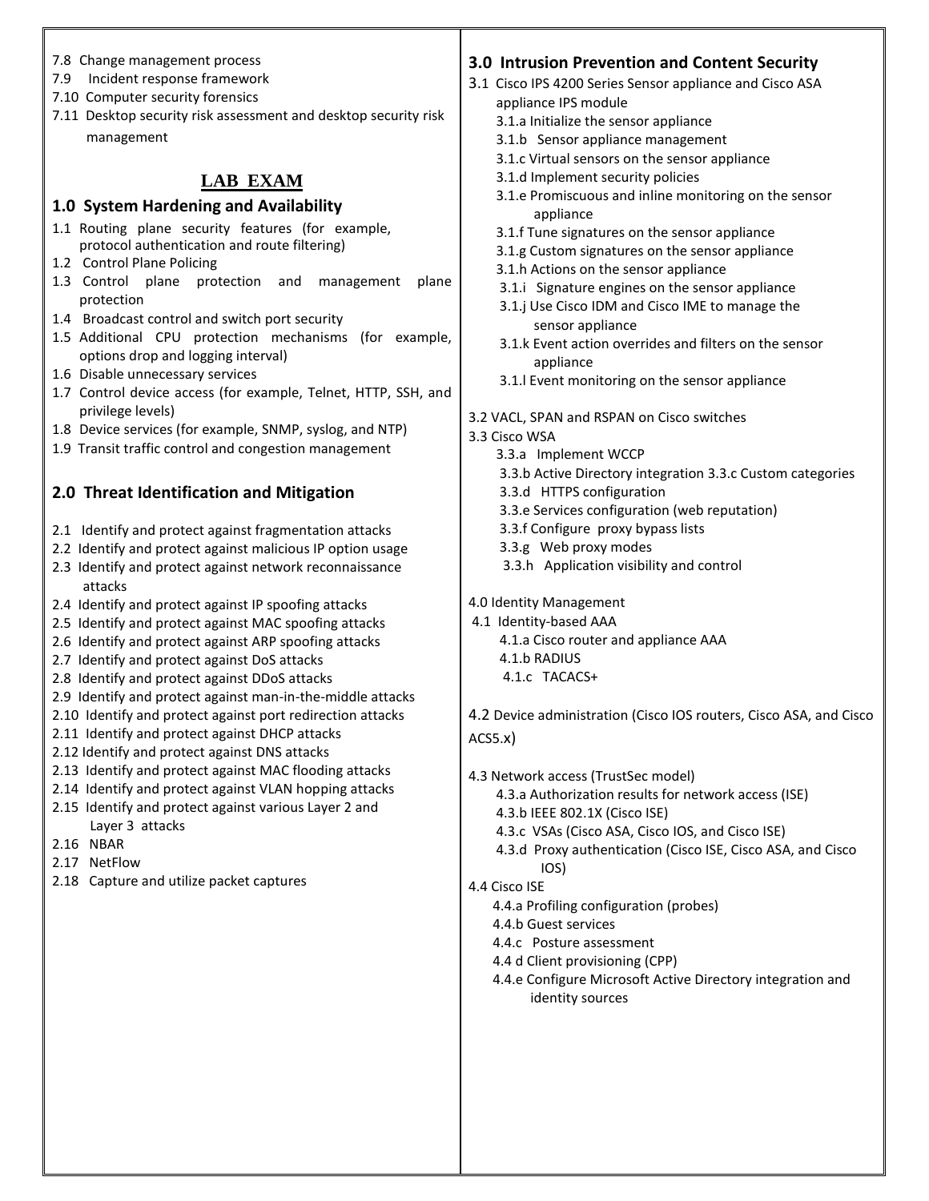- 7.8 Change management process
- 7.9 Incident response framework
- 7.10 Computer security forensics
- 7.11 Desktop security risk assessment and desktop security risk management

## LAB EXAM

### 1.0 System Hardening and Availability

- 1.1 Routing plane security features (for example, protocol authentication and route filtering)
- 1.2 Control Plane Policing
- 1.3 Control plane protection and management plane protection
- 1.4 Broadcast control and switch port security
- 1.5 Additional CPU protection mechanisms (for example, options drop and logging interval)
- 1.6 Disable unnecessary services
- 1.7 Control device access (for example, Telnet, HTTP, SSH, and privilege levels)
- 1.8 Device services (for example, SNMP, syslog, and NTP)
- 1.9 Transit traffic control and congestion management

### 2.0 Threat Identification and Mitigation

- 2.1 Identify and protect against fragmentation attacks
- 2.2 Identify and protect against malicious IP option usage
- 2.3 Identify and protect against network reconnaissance attacks
- 2.4 Identify and protect against IP spoofing attacks
- 2.5 Identify and protect against MAC spoofing attacks
- 2.6 Identify and protect against ARP spoofing attacks
- 2.7 Identify and protect against DoS attacks
- 2.8 Identify and protect against DDoS attacks
- 2.9 Identify and protect against man-in-the-middle attacks
- 2.10 Identify and protect against port redirection attacks
- 2.11 Identify and protect against DHCP attacks
- 2.12 Identify and protect against DNS attacks
- 2.13 Identify and protect against MAC flooding attacks
- 2.14 Identify and protect against VLAN hopping attacks
- 2.15 Identify and protect against various Layer 2 and Layer 3 attacks
- 2.16 NBAR
- 2.17 NetFlow
- 2.18 Capture and utilize packet captures

### 3.0 Intrusion Prevention and Content Security

- 3.1 Cisco IPS 4200 Series Sensor appliance and Cisco ASA appliance IPS module
  - 3.1.a Initialize the sensor appliance
  - 3.1.b Sensor appliance management
  - 3.1.c Virtual sensors on the sensor appliance
  - 3.1.d Implement security policies
  - 3.1.e Promiscuous and inline monitoring on the sensor appliance
  - 3.1.f Tune signatures on the sensor appliance
  - 3.1.g Custom signatures on the sensor appliance
  - 3.1.h Actions on the sensor appliance
  - 3.1.i Signature engines on the sensor appliance
  - 3.1.j Use Cisco IDM and Cisco IME to manage the sensor appliance
  - 3.1.k Event action overrides and filters on the sensor appliance
  - 3.1.l Event monitoring on the sensor appliance
- 3.2 VACL, SPAN and RSPAN on Cisco switches
- 3.3 Cisco WSA
  - 3.3.a Implement WCCP
  - 3.3.b Active Directory integration 3.3.c Custom categories
  - 3.3.d HTTPS configuration
  - 3.3.e Services configuration (web reputation)
  - 3.3.f Configure proxy bypass lists
  - 3.3.g Web proxy modes
  - 3.3.h Application visibility and control

4.0 Identity Management

- 4.1 Identity-based AAA
  - 4.1.a Cisco router and appliance AAA
  - 4.1.b RADIUS
  - 4.1.c TACACS+
- 4.2 Device administration (Cisco IOS routers, Cisco ASA, and Cisco ACS5.x)
- 4.3 Network access (TrustSec model)
  - 4.3.a Authorization results for network access (ISE)
  - 4.3.b IEEE 802.1X (Cisco ISE)
  - 4.3.c VSAs (Cisco ASA, Cisco IOS, and Cisco ISE)
  - 4.3.d Proxy authentication (Cisco ISE, Cisco ASA, and Cisco IOS)
- 4.4 Cisco ISE
  - 4.4.a Profiling configuration (probes)
  - 4.4.b Guest services
  - 4.4.c Posture assessment
  - 4.4 d Client provisioning (CPP)
  - 4.4.e Configure Microsoft Active Directory integration and identity sources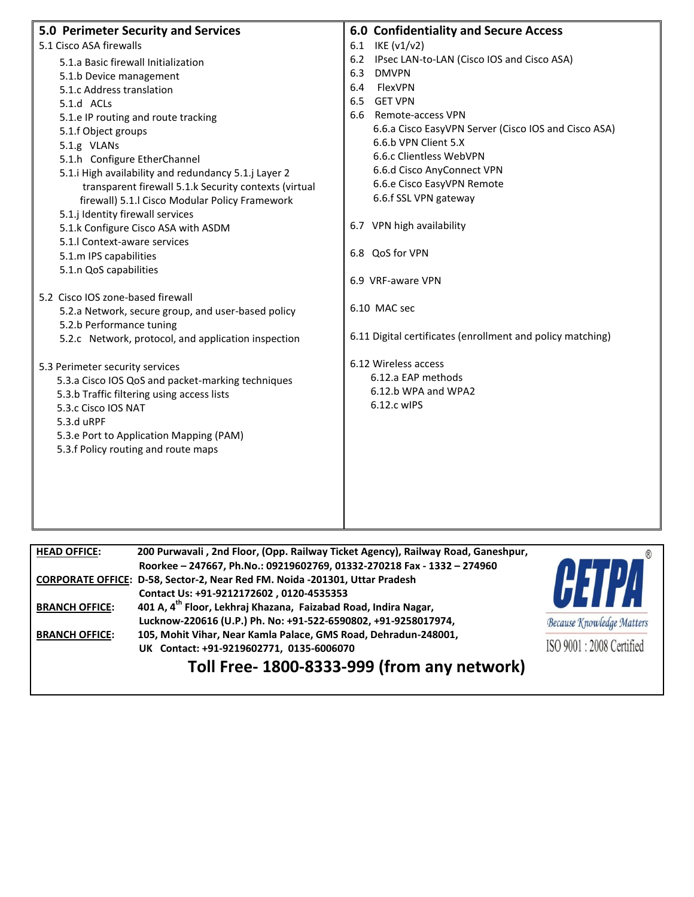## 5.0 Perimeter Security and Services

5.1 Cisco ASA firewalls

- 5.1.a Basic firewall Initialization
- 5.1.b Device management
- 5.1.c Address translation
- 5.1.d ACLs
- 5.1.e IP routing and route tracking
- 5.1.f Object groups
- 5.1.g VLANs
- 5.1.h Configure EtherChannel
- 5.1.i High availability and redundancy 5.1.j Layer 2 transparent firewall 5.1.k Security contexts (virtual firewall) 5.1.l Cisco Modular Policy Framework
- 5.1.j Identity firewall services
- 5.1.k Configure Cisco ASA with ASDM
- 5.1.l Context-aware services
- 5.1.m IPS capabilities
- 5.1.n QoS capabilities

5.2 Cisco IOS zone-based firewall

- 5.2.a Network, secure group, and user-based policy
- 5.2.b Performance tuning
- 5.2.c Network, protocol, and application inspection

5.3 Perimeter security services

- 5.3.a Cisco IOS QoS and packet-marking techniques
- 5.3.b Traffic filtering using access lists
- 5.3.c Cisco IOS NAT
- 5.3.d uRPF
- 5.3.e Port to Application Mapping (PAM)
- 5.3.f Policy routing and route maps

## 6.0 Confidentiality and Secure Access

6.1 IKE (v1/v2)

6.2 IPsec LAN-to-LAN (Cisco IOS and Cisco ASA)

6.3 DMVPN

6.4 FlexVPN

6.5 GET VPN

6.6 Remote-access VPN

- 6.6.a Cisco EasyVPN Server (Cisco IOS and Cisco ASA)
- 6.6.b VPN Client 5.X
- 6.6.c Clientless WebVPN
- 6.6.d Cisco AnyConnect VPN
- 6.6.e Cisco EasyVPN Remote
- 6.6.f SSL VPN gateway

6.7 VPN high availability

6.8 QoS for VPN

6.9 VRF-aware VPN

6.10 MAC sec

6.11 Digital certificates (enrollment and policy matching)

6.12 Wireless access

- 6.12.a EAP methods
- 6.12.b WPA and WPA2
- 6.12.c wIPS

---

**HEAD OFFICE:** **200 Purwavali , 2nd Floor, (Opp. Railway Ticket Agency), Railway Road, Ganeshpur, Roorkee – 247667, Ph.No.: 09219602769, 01332-270218 Fax - 1332 – 274960**

**CORPORATE OFFICE:** **D-58, Sector-2, Near Red FM. Noida -201301, Uttar Pradesh Contact Us: +91-9212172602 , 0120-4535353**

**BRANCH OFFICE:** **401 A, 4th Floor, Lekhraj Khazana, Faizabad Road, Indira Nagar, Lucknow-220616 (U.P.) Ph. No: +91-522-6590802, +91-9258017974,**

**BRANCH OFFICE:** **105, Mohit Vihar, Near Kamla Palace, GMS Road, Dehradun-248001, UK Contact: +91-9219602771, 0135-6006070**

**Toll Free- 1800-8333-999 (from any network)**

CETPA®

*Because Knowledge Matters*

ISO 9001 : 2008 Certified